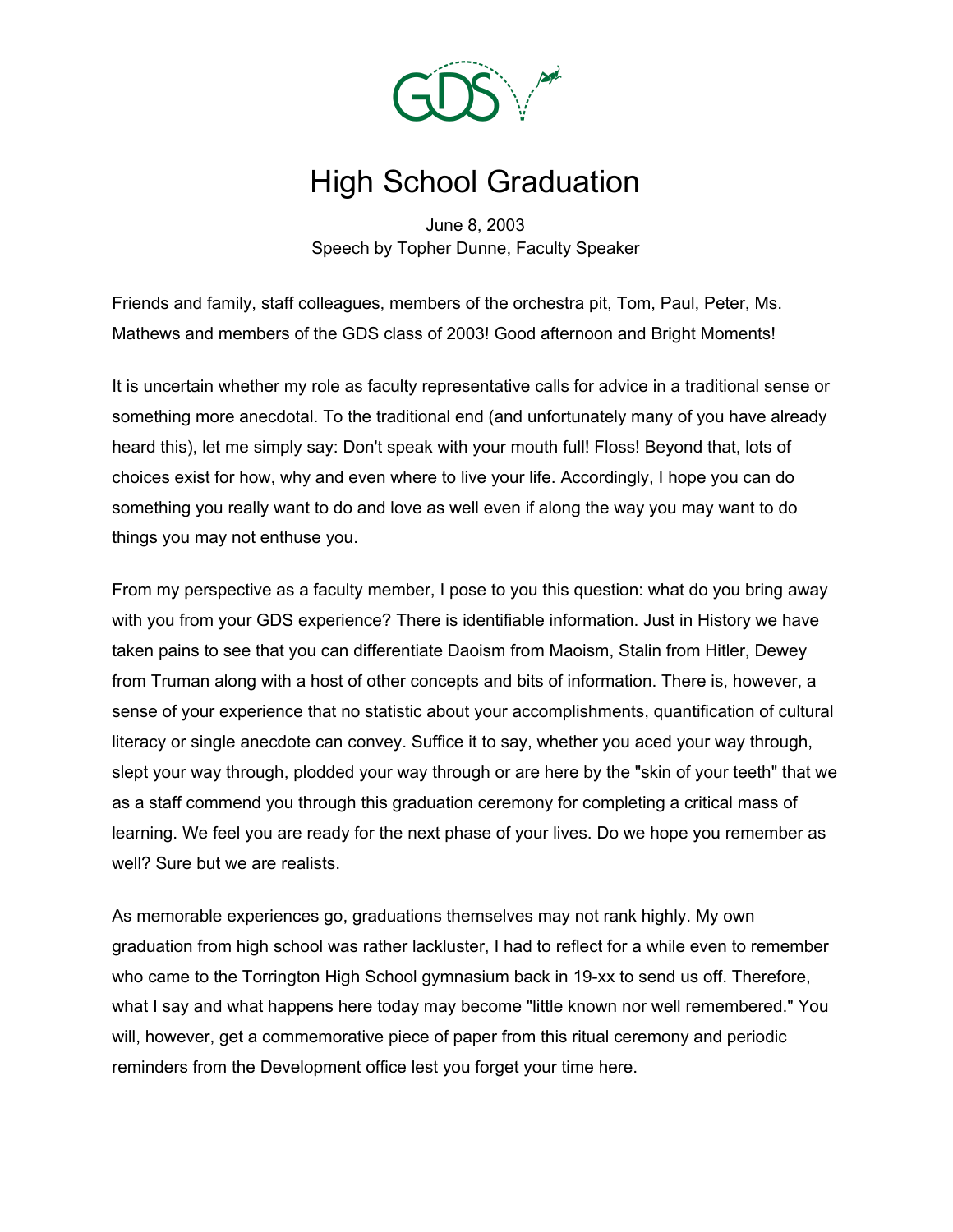# High School Graduation

June 8, 2003
Speech by Topher Dunne, Faculty Speaker

Friends and family, staff colleagues, members of the orchestra pit, Tom, Paul, Peter, Ms. Mathews and members of the GDS class of 2003! Good afternoon and Bright Moments!

It is uncertain whether my role as faculty representative calls for advice in a traditional sense or something more anecdotal. To the traditional end (and unfortunately many of you have already heard this), let me simply say: Don't speak with your mouth full! Floss! Beyond that, lots of choices exist for how, why and even where to live your life. Accordingly, I hope you can do something you really want to do and love as well even if along the way you may want to do things you may not enthuse you.

From my perspective as a faculty member, I pose to you this question: what do you bring away with you from your GDS experience? There is identifiable information. Just in History we have taken pains to see that you can differentiate Daoism from Maoism, Stalin from Hitler, Dewey from Truman along with a host of other concepts and bits of information. There is, however, a sense of your experience that no statistic about your accomplishments, quantification of cultural literacy or single anecdote can convey. Suffice it to say, whether you aced your way through, slept your way through, plodded your way through or are here by the "skin of your teeth" that we as a staff commend you through this graduation ceremony for completing a critical mass of learning. We feel you are ready for the next phase of your lives. Do we hope you remember as well? Sure but we are realists.

As memorable experiences go, graduations themselves may not rank highly. My own graduation from high school was rather lackluster, I had to reflect for a while even to remember who came to the Torrington High School gymnasium back in 19-xx to send us off. Therefore, what I say and what happens here today may become "little known nor well remembered." You will, however, get a commemorative piece of paper from this ritual ceremony and periodic reminders from the Development office lest you forget your time here.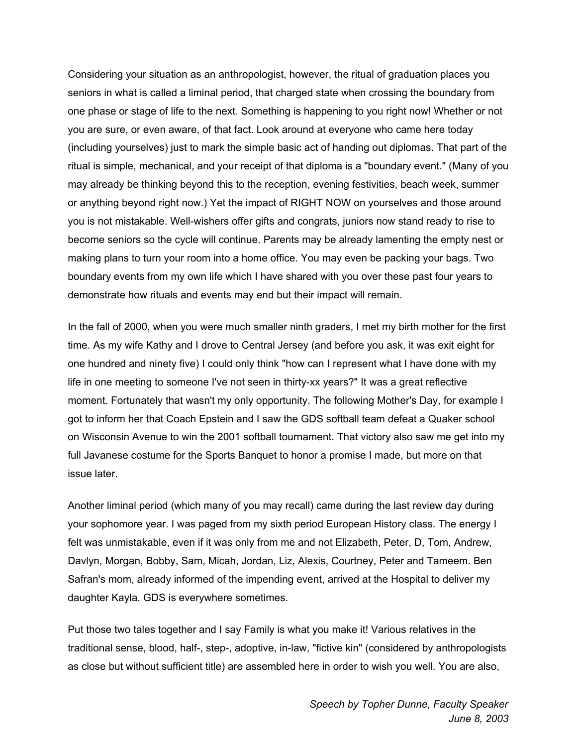Considering your situation as an anthropologist, however, the ritual of graduation places you seniors in what is called a liminal period, that charged state when crossing the boundary from one phase or stage of life to the next. Something is happening to you right now! Whether or not you are sure, or even aware, of that fact. Look around at everyone who came here today (including yourselves) just to mark the simple basic act of handing out diplomas. That part of the ritual is simple, mechanical, and your receipt of that diploma is a "boundary event." (Many of you may already be thinking beyond this to the reception, evening festivities, beach week, summer or anything beyond right now.) Yet the impact of RIGHT NOW on yourselves and those around you is not mistakable. Well-wishers offer gifts and congrats, juniors now stand ready to rise to become seniors so the cycle will continue. Parents may be already lamenting the empty nest or making plans to turn your room into a home office. You may even be packing your bags. Two boundary events from my own life which I have shared with you over these past four years to demonstrate how rituals and events may end but their impact will remain.

In the fall of 2000, when you were much smaller ninth graders, I met my birth mother for the first time. As my wife Kathy and I drove to Central Jersey (and before you ask, it was exit eight for one hundred and ninety five) I could only think "how can I represent what I have done with my life in one meeting to someone I've not seen in thirty-xx years?" It was a great reflective moment. Fortunately that wasn't my only opportunity. The following Mother's Day, for example I got to inform her that Coach Epstein and I saw the GDS softball team defeat a Quaker school on Wisconsin Avenue to win the 2001 softball tournament. That victory also saw me get into my full Javanese costume for the Sports Banquet to honor a promise I made, but more on that issue later.

Another liminal period (which many of you may recall) came during the last review day during your sophomore year. I was paged from my sixth period European History class. The energy I felt was unmistakable, even if it was only from me and not Elizabeth, Peter, D, Tom, Andrew, Davlyn, Morgan, Bobby, Sam, Micah, Jordan, Liz, Alexis, Courtney, Peter and Tameem. Ben Safran's mom, already informed of the impending event, arrived at the Hospital to deliver my daughter Kayla. GDS is everywhere sometimes.

Put those two tales together and I say Family is what you make it! Various relatives in the traditional sense, blood, half-, step-, adoptive, in-law, "fictive kin" (considered by anthropologists as close but without sufficient title) are assembled here in order to wish you well. You are also,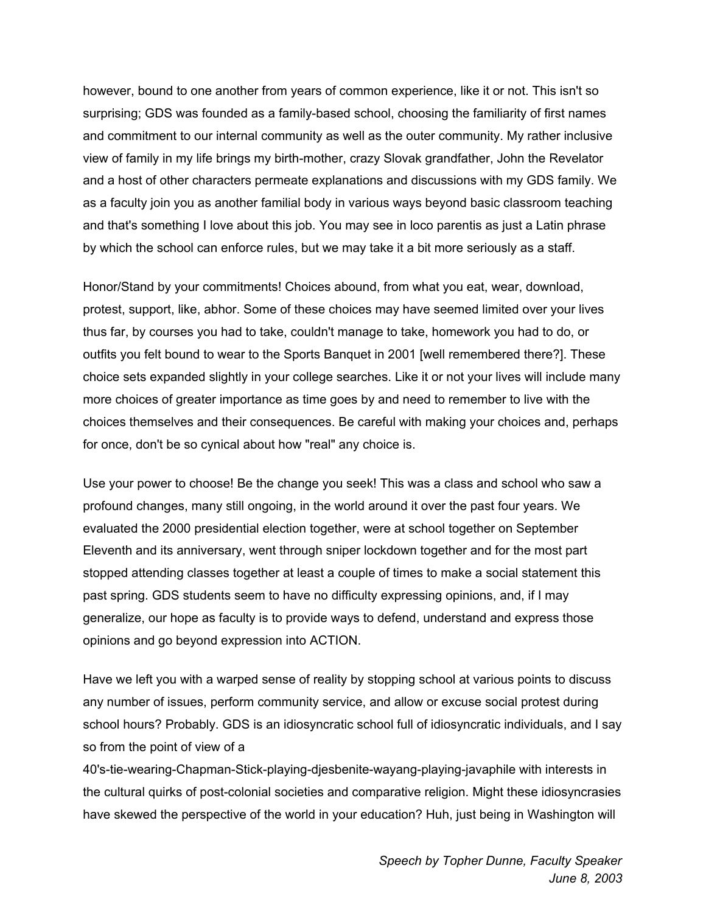however, bound to one another from years of common experience, like it or not. This isn't so surprising; GDS was founded as a family-based school, choosing the familiarity of first names and commitment to our internal community as well as the outer community. My rather inclusive view of family in my life brings my birth-mother, crazy Slovak grandfather, John the Revelator and a host of other characters permeate explanations and discussions with my GDS family. We as a faculty join you as another familial body in various ways beyond basic classroom teaching and that's something I love about this job. You may see in loco parentis as just a Latin phrase by which the school can enforce rules, but we may take it a bit more seriously as a staff.

Honor/Stand by your commitments! Choices abound, from what you eat, wear, download, protest, support, like, abhor. Some of these choices may have seemed limited over your lives thus far, by courses you had to take, couldn't manage to take, homework you had to do, or outfits you felt bound to wear to the Sports Banquet in 2001 [well remembered there?]. These choice sets expanded slightly in your college searches. Like it or not your lives will include many more choices of greater importance as time goes by and need to remember to live with the choices themselves and their consequences. Be careful with making your choices and, perhaps for once, don't be so cynical about how "real" any choice is.

Use your power to choose! Be the change you seek! This was a class and school who saw a profound changes, many still ongoing, in the world around it over the past four years. We evaluated the 2000 presidential election together, were at school together on September Eleventh and its anniversary, went through sniper lockdown together and for the most part stopped attending classes together at least a couple of times to make a social statement this past spring. GDS students seem to have no difficulty expressing opinions, and, if I may generalize, our hope as faculty is to provide ways to defend, understand and express those opinions and go beyond expression into ACTION.

Have we left you with a warped sense of reality by stopping school at various points to discuss any number of issues, perform community service, and allow or excuse social protest during school hours? Probably. GDS is an idiosyncratic school full of idiosyncratic individuals, and I say so from the point of view of a 40's-tie-wearing-Chapman-Stick-playing-djesbenite-wayang-playing-javaphile with interests in the cultural quirks of post-colonial societies and comparative religion. Might these idiosyncrasies have skewed the perspective of the world in your education? Huh, just being in Washington will

*Speech by Topher Dunne, Faculty Speaker*
*June 8, 2003*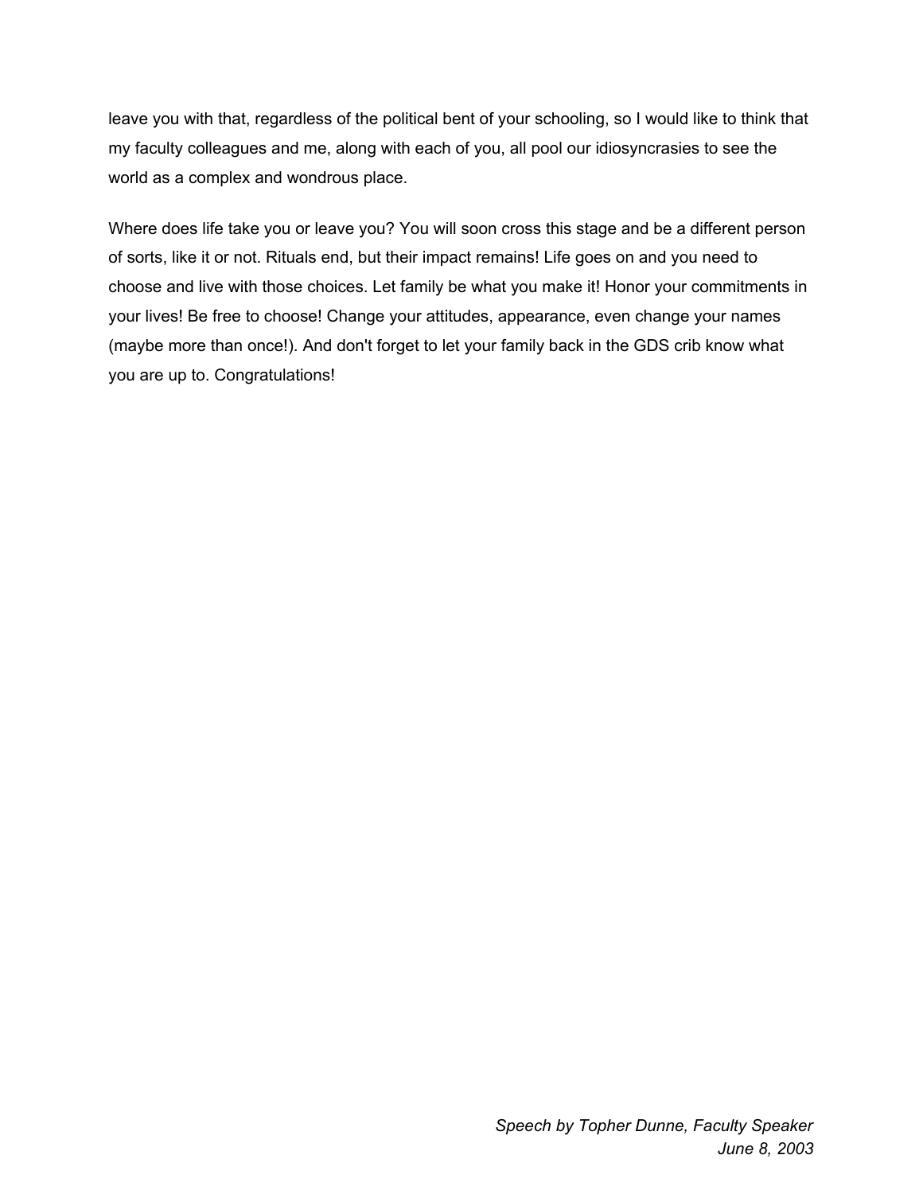leave you with that, regardless of the political bent of your schooling, so I would like to think that my faculty colleagues and me, along with each of you, all pool our idiosyncrasies to see the world as a complex and wondrous place.

Where does life take you or leave you? You will soon cross this stage and be a different person of sorts, like it or not. Rituals end, but their impact remains! Life goes on and you need to choose and live with those choices. Let family be what you make it! Honor your commitments in your lives! Be free to choose! Change your attitudes, appearance, even change your names (maybe more than once!). And don't forget to let your family back in the GDS crib know what you are up to. Congratulations!

*Speech by Topher Dunne, Faculty Speaker*
*June 8, 2003*